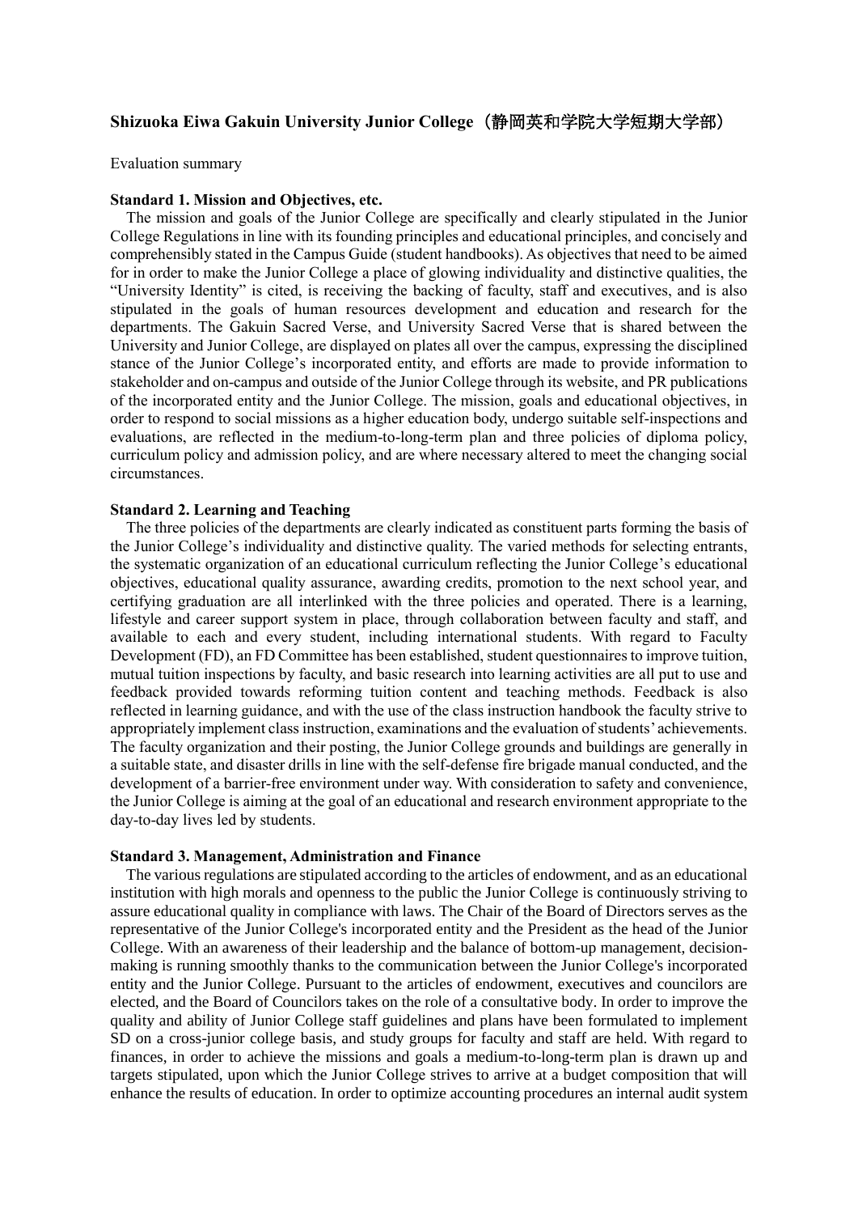## Shizuoka Eiwa Gakuin University Junior College（静岡英和学院大学短期大学部）

Evaluation summary

### Standard 1. Mission and Objectives, etc.

The mission and goals of the Junior College are specifically and clearly stipulated in the Junior College Regulations in line with its founding principles and educational principles, and concisely and comprehensibly stated in the Campus Guide (student handbooks). As objectives that need to be aimed for in order to make the Junior College a place of glowing individuality and distinctive qualities, the "University Identity" is cited, is receiving the backing of faculty, staff and executives, and is also stipulated in the goals of human resources development and education and research for the departments. The Gakuin Sacred Verse, and University Sacred Verse that is shared between the University and Junior College, are displayed on plates all over the campus, expressing the disciplined stance of the Junior College's incorporated entity, and efforts are made to provide information to stakeholder and on-campus and outside of the Junior College through its website, and PR publications of the incorporated entity and the Junior College. The mission, goals and educational objectives, in order to respond to social missions as a higher education body, undergo suitable self-inspections and evaluations, are reflected in the medium-to-long-term plan and three policies of diploma policy, curriculum policy and admission policy, and are where necessary altered to meet the changing social circumstances.

### Standard 2. Learning and Teaching

The three policies of the departments are clearly indicated as constituent parts forming the basis of the Junior College's individuality and distinctive quality. The varied methods for selecting entrants, the systematic organization of an educational curriculum reflecting the Junior College's educational objectives, educational quality assurance, awarding credits, promotion to the next school year, and certifying graduation are all interlinked with the three policies and operated. There is a learning, lifestyle and career support system in place, through collaboration between faculty and staff, and available to each and every student, including international students. With regard to Faculty Development (FD), an FD Committee has been established, student questionnaires to improve tuition, mutual tuition inspections by faculty, and basic research into learning activities are all put to use and feedback provided towards reforming tuition content and teaching methods. Feedback is also reflected in learning guidance, and with the use of the class instruction handbook the faculty strive to appropriately implement class instruction, examinations and the evaluation of students' achievements. The faculty organization and their posting, the Junior College grounds and buildings are generally in a suitable state, and disaster drills in line with the self-defense fire brigade manual conducted, and the development of a barrier-free environment under way. With consideration to safety and convenience, the Junior College is aiming at the goal of an educational and research environment appropriate to the day-to-day lives led by students.

### Standard 3. Management, Administration and Finance

The various regulations are stipulated according to the articles of endowment, and as an educational institution with high morals and openness to the public the Junior College is continuously striving to assure educational quality in compliance with laws. The Chair of the Board of Directors serves as the representative of the Junior College's incorporated entity and the President as the head of the Junior College. With an awareness of their leadership and the balance of bottom-up management, decision-making is running smoothly thanks to the communication between the Junior College's incorporated entity and the Junior College. Pursuant to the articles of endowment, executives and councilors are elected, and the Board of Councilors takes on the role of a consultative body. In order to improve the quality and ability of Junior College staff guidelines and plans have been formulated to implement SD on a cross-junior college basis, and study groups for faculty and staff are held. With regard to finances, in order to achieve the missions and goals a medium-to-long-term plan is drawn up and targets stipulated, upon which the Junior College strives to arrive at a budget composition that will enhance the results of education. In order to optimize accounting procedures an internal audit system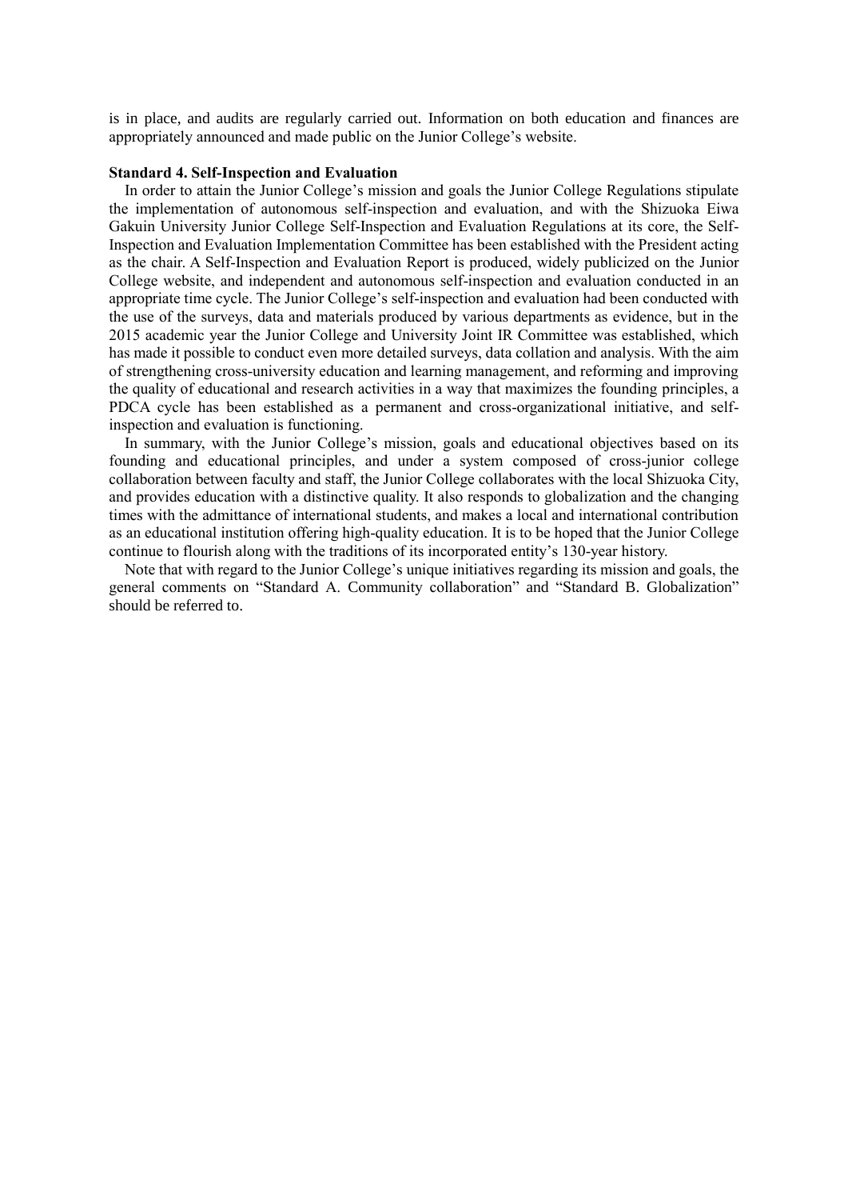is in place, and audits are regularly carried out. Information on both education and finances are appropriately announced and made public on the Junior College's website.

**Standard 4. Self-Inspection and Evaluation**

In order to attain the Junior College's mission and goals the Junior College Regulations stipulate the implementation of autonomous self-inspection and evaluation, and with the Shizuoka Eiwa Gakuin University Junior College Self-Inspection and Evaluation Regulations at its core, the Self-Inspection and Evaluation Implementation Committee has been established with the President acting as the chair. A Self-Inspection and Evaluation Report is produced, widely publicized on the Junior College website, and independent and autonomous self-inspection and evaluation conducted in an appropriate time cycle. The Junior College's self-inspection and evaluation had been conducted with the use of the surveys, data and materials produced by various departments as evidence, but in the 2015 academic year the Junior College and University Joint IR Committee was established, which has made it possible to conduct even more detailed surveys, data collation and analysis. With the aim of strengthening cross-university education and learning management, and reforming and improving the quality of educational and research activities in a way that maximizes the founding principles, a PDCA cycle has been established as a permanent and cross-organizational initiative, and self-inspection and evaluation is functioning.

In summary, with the Junior College's mission, goals and educational objectives based on its founding and educational principles, and under a system composed of cross-junior college collaboration between faculty and staff, the Junior College collaborates with the local Shizuoka City, and provides education with a distinctive quality. It also responds to globalization and the changing times with the admittance of international students, and makes a local and international contribution as an educational institution offering high-quality education. It is to be hoped that the Junior College continue to flourish along with the traditions of its incorporated entity's 130-year history.

Note that with regard to the Junior College's unique initiatives regarding its mission and goals, the general comments on "Standard A. Community collaboration" and "Standard B. Globalization" should be referred to.